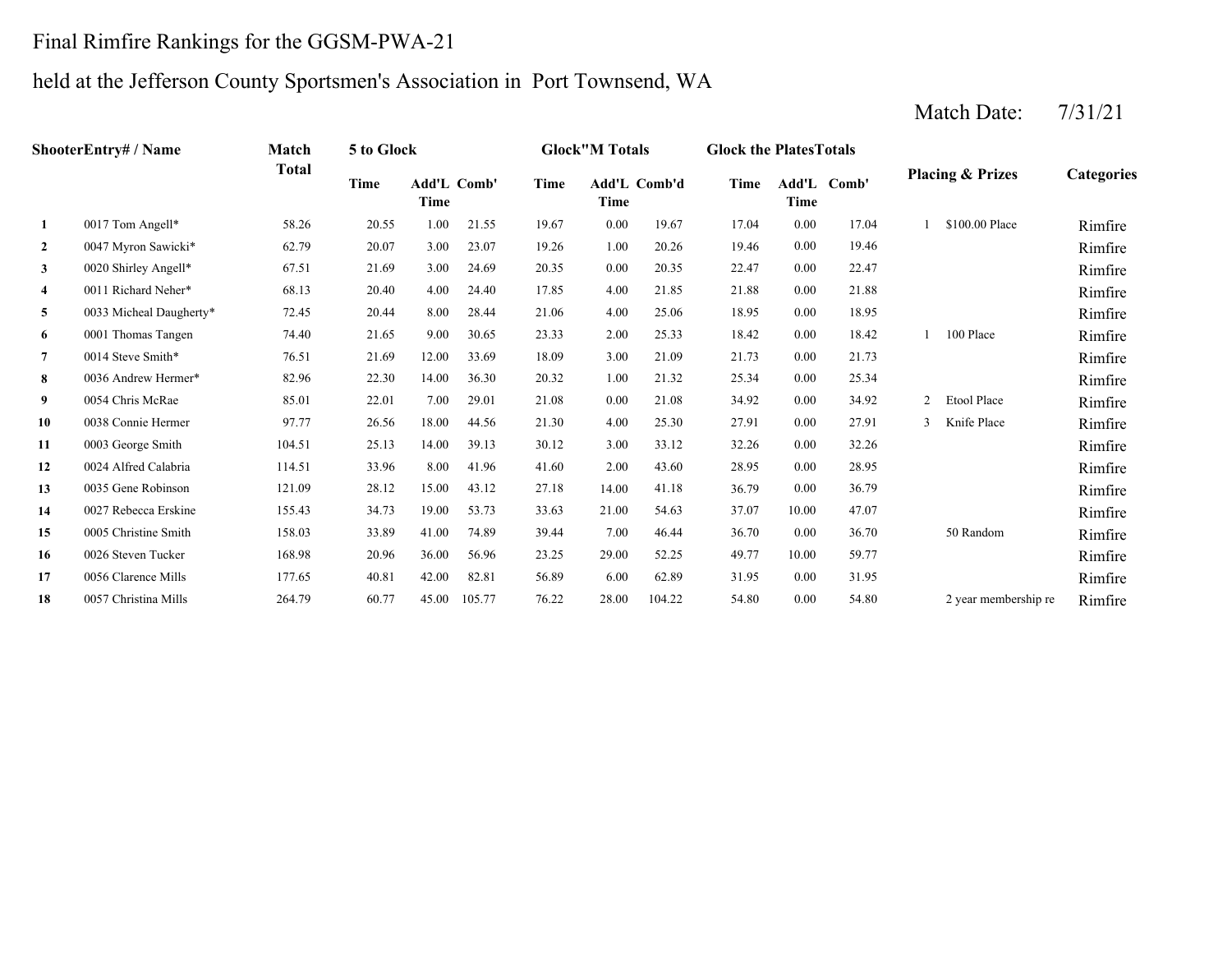Final Rimfire Rankings for the GGSM-PWA-21

held at the Jefferson County Sportsmen's Association in Port Townsend, WA

Match Date: 7/31/21

| Shooter | Entry# / Name | Match Total | 5 to Glock | | | Glock"M Totals | | | Glock the Plates Totals | | | Placing & Prizes | | Categories |
|---|---|---|---|---|---|---|---|---|---|---|---|---|---|---|
| | | | Time | Add'L Time | Comb' | Time | Add'L Time | Comb'd | Time | Add'L Time | Comb' | | | |
| 1 | 0017 Tom Angell* | 58.26 | 20.55 | 1.00 | 21.55 | 19.67 | 0.00 | 19.67 | 17.04 | 0.00 | 17.04 | 1 | $100.00 Place | Rimfire |
| 2 | 0047 Myron Sawicki* | 62.79 | 20.07 | 3.00 | 23.07 | 19.26 | 1.00 | 20.26 | 19.46 | 0.00 | 19.46 | | | Rimfire |
| 3 | 0020 Shirley Angell* | 67.51 | 21.69 | 3.00 | 24.69 | 20.35 | 0.00 | 20.35 | 22.47 | 0.00 | 22.47 | | | Rimfire |
| 4 | 0011 Richard Neher* | 68.13 | 20.40 | 4.00 | 24.40 | 17.85 | 4.00 | 21.85 | 21.88 | 0.00 | 21.88 | | | Rimfire |
| 5 | 0033 Micheal Daugherty* | 72.45 | 20.44 | 8.00 | 28.44 | 21.06 | 4.00 | 25.06 | 18.95 | 0.00 | 18.95 | | | Rimfire |
| 6 | 0001 Thomas Tangen | 74.40 | 21.65 | 9.00 | 30.65 | 23.33 | 2.00 | 25.33 | 18.42 | 0.00 | 18.42 | 1 | 100 Place | Rimfire |
| 7 | 0014 Steve Smith* | 76.51 | 21.69 | 12.00 | 33.69 | 18.09 | 3.00 | 21.09 | 21.73 | 0.00 | 21.73 | | | Rimfire |
| 8 | 0036 Andrew Hermer* | 82.96 | 22.30 | 14.00 | 36.30 | 20.32 | 1.00 | 21.32 | 25.34 | 0.00 | 25.34 | | | Rimfire |
| 9 | 0054 Chris McRae | 85.01 | 22.01 | 7.00 | 29.01 | 21.08 | 0.00 | 21.08 | 34.92 | 0.00 | 34.92 | 2 | Etool Place | Rimfire |
| 10 | 0038 Connie Hermer | 97.77 | 26.56 | 18.00 | 44.56 | 21.30 | 4.00 | 25.30 | 27.91 | 0.00 | 27.91 | 3 | Knife Place | Rimfire |
| 11 | 0003 George Smith | 104.51 | 25.13 | 14.00 | 39.13 | 30.12 | 3.00 | 33.12 | 32.26 | 0.00 | 32.26 | | | Rimfire |
| 12 | 0024 Alfred Calabria | 114.51 | 33.96 | 8.00 | 41.96 | 41.60 | 2.00 | 43.60 | 28.95 | 0.00 | 28.95 | | | Rimfire |
| 13 | 0035 Gene Robinson | 121.09 | 28.12 | 15.00 | 43.12 | 27.18 | 14.00 | 41.18 | 36.79 | 0.00 | 36.79 | | | Rimfire |
| 14 | 0027 Rebecca Erskine | 155.43 | 34.73 | 19.00 | 53.73 | 33.63 | 21.00 | 54.63 | 37.07 | 10.00 | 47.07 | | | Rimfire |
| 15 | 0005 Christine Smith | 158.03 | 33.89 | 41.00 | 74.89 | 39.44 | 7.00 | 46.44 | 36.70 | 0.00 | 36.70 | | 50 Random | Rimfire |
| 16 | 0026 Steven Tucker | 168.98 | 20.96 | 36.00 | 56.96 | 23.25 | 29.00 | 52.25 | 49.77 | 10.00 | 59.77 | | | Rimfire |
| 17 | 0056 Clarence Mills | 177.65 | 40.81 | 42.00 | 82.81 | 56.89 | 6.00 | 62.89 | 31.95 | 0.00 | 31.95 | | | Rimfire |
| 18 | 0057 Christina Mills | 264.79 | 60.77 | 45.00 | 105.77 | 76.22 | 28.00 | 104.22 | 54.80 | 0.00 | 54.80 | | 2 year membership re | Rimfire |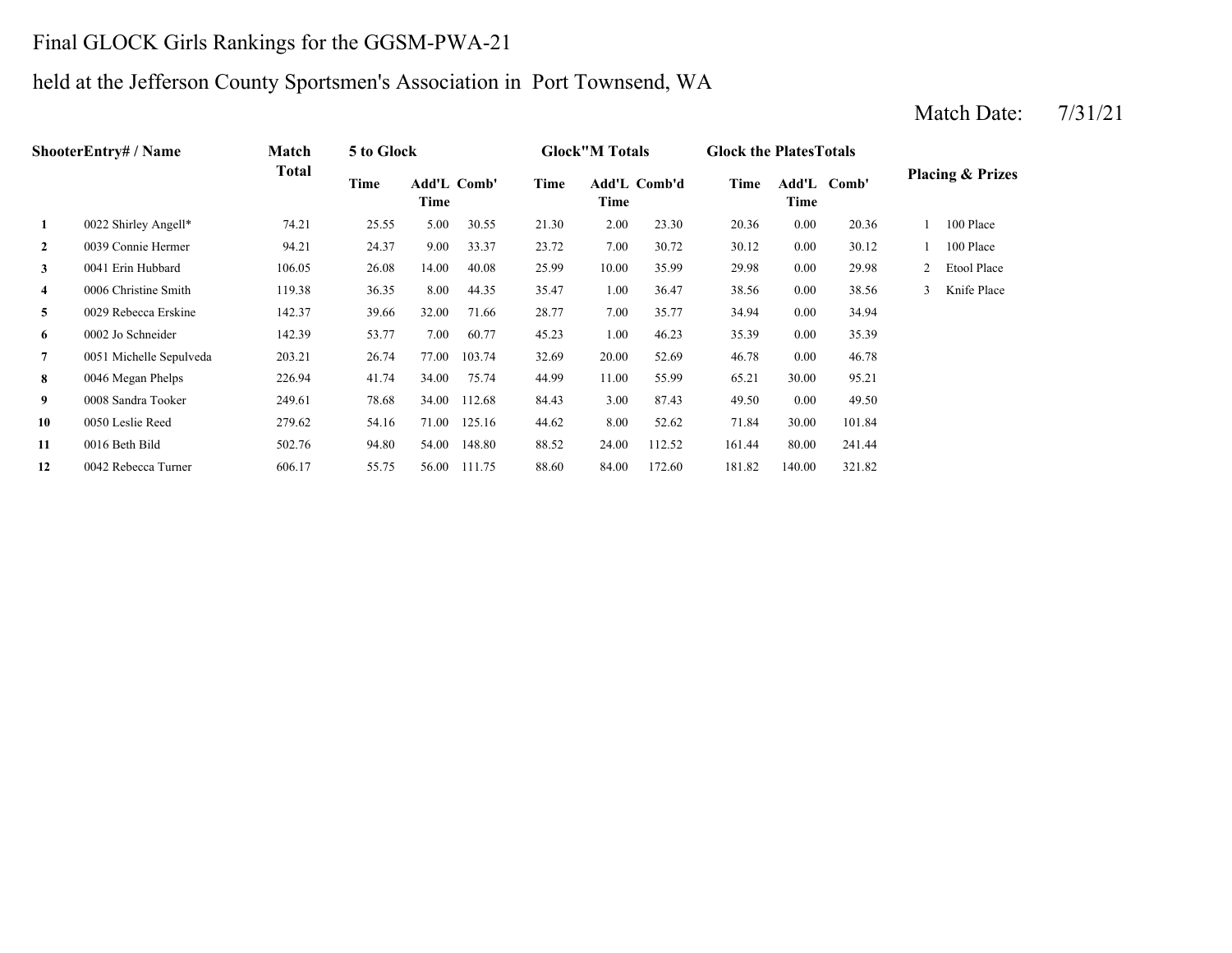Final GLOCK Girls Rankings for the GGSM-PWA-21

held at the Jefferson County Sportsmen's Association in Port Townsend, WA

Match Date: 7/31/21

| Shooter | Entry# / Name | Match Total | 5 to Glock | | | Glock"M Totals | | | Glock the Plates Totals | | | Placing & Prizes | |
|---|---|---|---|---|---|---|---|---|---|---|---|---|---|
| | | | Time | Add'L Time | Comb' | Time | Add'L Time | Comb'd | Time | Add'L Time | Comb' | | |
| 1 | 0022 Shirley Angell* | 74.21 | 25.55 | 5.00 | 30.55 | 21.30 | 2.00 | 23.30 | 20.36 | 0.00 | 20.36 | 1 | 100 Place |
| 2 | 0039 Connie Hermer | 94.21 | 24.37 | 9.00 | 33.37 | 23.72 | 7.00 | 30.72 | 30.12 | 0.00 | 30.12 | 1 | 100 Place |
| 3 | 0041 Erin Hubbard | 106.05 | 26.08 | 14.00 | 40.08 | 25.99 | 10.00 | 35.99 | 29.98 | 0.00 | 29.98 | 2 | Etool Place |
| 4 | 0006 Christine Smith | 119.38 | 36.35 | 8.00 | 44.35 | 35.47 | 1.00 | 36.47 | 38.56 | 0.00 | 38.56 | 3 | Knife Place |
| 5 | 0029 Rebecca Erskine | 142.37 | 39.66 | 32.00 | 71.66 | 28.77 | 7.00 | 35.77 | 34.94 | 0.00 | 34.94 | | |
| 6 | 0002 Jo Schneider | 142.39 | 53.77 | 7.00 | 60.77 | 45.23 | 1.00 | 46.23 | 35.39 | 0.00 | 35.39 | | |
| 7 | 0051 Michelle Sepulveda | 203.21 | 26.74 | 77.00 | 103.74 | 32.69 | 20.00 | 52.69 | 46.78 | 0.00 | 46.78 | | |
| 8 | 0046 Megan Phelps | 226.94 | 41.74 | 34.00 | 75.74 | 44.99 | 11.00 | 55.99 | 65.21 | 30.00 | 95.21 | | |
| 9 | 0008 Sandra Tooker | 249.61 | 78.68 | 34.00 | 112.68 | 84.43 | 3.00 | 87.43 | 49.50 | 0.00 | 49.50 | | |
| 10 | 0050 Leslie Reed | 279.62 | 54.16 | 71.00 | 125.16 | 44.62 | 8.00 | 52.62 | 71.84 | 30.00 | 101.84 | | |
| 11 | 0016 Beth Bild | 502.76 | 94.80 | 54.00 | 148.80 | 88.52 | 24.00 | 112.52 | 161.44 | 80.00 | 241.44 | | |
| 12 | 0042 Rebecca Turner | 606.17 | 55.75 | 56.00 | 111.75 | 88.60 | 84.00 | 172.60 | 181.82 | 140.00 | 321.82 | | |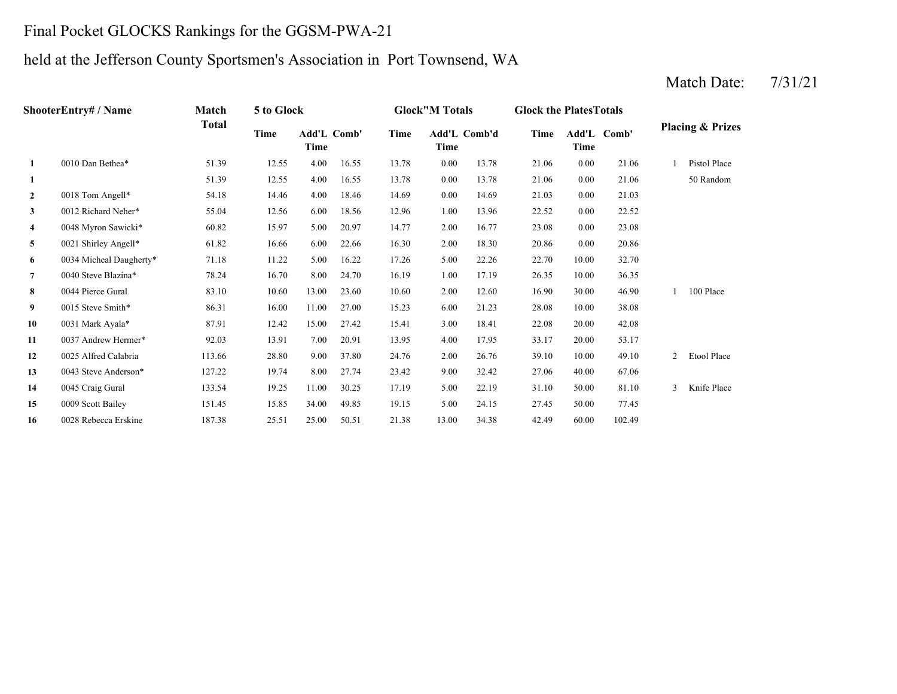Final Pocket GLOCKS Rankings for the GGSM-PWA-21

held at the Jefferson County Sportsmen's Association in Port Townsend, WA

Match Date: 7/31/21

| Shooter | Entry# / Name | Match Total | 5 to Glock | | | Glock"M Totals | | | Glock the Plates Totals | | | Placing & Prizes | |
|---|---|---|---|---|---|---|---|---|---|---|---|---|---|
| | | | Time | Add'L Time | Comb' | Time | Add'L Time | Comb'd | Time | Add'L Time | Comb' | | |
| 1 | 0010 Dan Bethea* | 51.39 | 12.55 | 4.00 | 16.55 | 13.78 | 0.00 | 13.78 | 21.06 | 0.00 | 21.06 | 1 | Pistol Place |
| 1 | | 51.39 | 12.55 | 4.00 | 16.55 | 13.78 | 0.00 | 13.78 | 21.06 | 0.00 | 21.06 | | 50 Random |
| 2 | 0018 Tom Angell* | 54.18 | 14.46 | 4.00 | 18.46 | 14.69 | 0.00 | 14.69 | 21.03 | 0.00 | 21.03 | | |
| 3 | 0012 Richard Neher* | 55.04 | 12.56 | 6.00 | 18.56 | 12.96 | 1.00 | 13.96 | 22.52 | 0.00 | 22.52 | | |
| 4 | 0048 Myron Sawicki* | 60.82 | 15.97 | 5.00 | 20.97 | 14.77 | 2.00 | 16.77 | 23.08 | 0.00 | 23.08 | | |
| 5 | 0021 Shirley Angell* | 61.82 | 16.66 | 6.00 | 22.66 | 16.30 | 2.00 | 18.30 | 20.86 | 0.00 | 20.86 | | |
| 6 | 0034 Micheal Daugherty* | 71.18 | 11.22 | 5.00 | 16.22 | 17.26 | 5.00 | 22.26 | 22.70 | 10.00 | 32.70 | | |
| 7 | 0040 Steve Blazina* | 78.24 | 16.70 | 8.00 | 24.70 | 16.19 | 1.00 | 17.19 | 26.35 | 10.00 | 36.35 | | |
| 8 | 0044 Pierce Gural | 83.10 | 10.60 | 13.00 | 23.60 | 10.60 | 2.00 | 12.60 | 16.90 | 30.00 | 46.90 | 1 | 100 Place |
| 9 | 0015 Steve Smith* | 86.31 | 16.00 | 11.00 | 27.00 | 15.23 | 6.00 | 21.23 | 28.08 | 10.00 | 38.08 | | |
| 10 | 0031 Mark Ayala* | 87.91 | 12.42 | 15.00 | 27.42 | 15.41 | 3.00 | 18.41 | 22.08 | 20.00 | 42.08 | | |
| 11 | 0037 Andrew Hermer* | 92.03 | 13.91 | 7.00 | 20.91 | 13.95 | 4.00 | 17.95 | 33.17 | 20.00 | 53.17 | | |
| 12 | 0025 Alfred Calabria | 113.66 | 28.80 | 9.00 | 37.80 | 24.76 | 2.00 | 26.76 | 39.10 | 10.00 | 49.10 | 2 | Etool Place |
| 13 | 0043 Steve Anderson* | 127.22 | 19.74 | 8.00 | 27.74 | 23.42 | 9.00 | 32.42 | 27.06 | 40.00 | 67.06 | | |
| 14 | 0045 Craig Gural | 133.54 | 19.25 | 11.00 | 30.25 | 17.19 | 5.00 | 22.19 | 31.10 | 50.00 | 81.10 | 3 | Knife Place |
| 15 | 0009 Scott Bailey | 151.45 | 15.85 | 34.00 | 49.85 | 19.15 | 5.00 | 24.15 | 27.45 | 50.00 | 77.45 | | |
| 16 | 0028 Rebecca Erskine | 187.38 | 25.51 | 25.00 | 50.51 | 21.38 | 13.00 | 34.38 | 42.49 | 60.00 | 102.49 | | |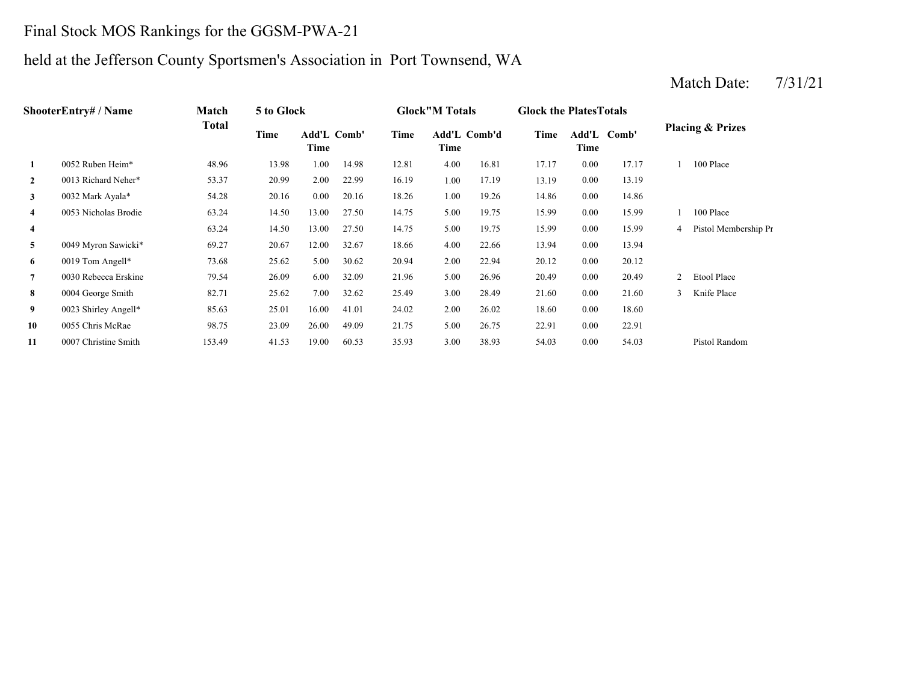# Final Stock MOS Rankings for the GGSM-PWA-21

## held at the Jefferson County Sportsmen's Association in Port Townsend, WA

Match Date: 7/31/21

| Shooter | Entry# / Name | Match Total | 5 to Glock | | | Glock"M Totals | | | Glock the PlatesTotals | | | Placing & Prizes | |
|---|---|---|---|---|---|---|---|---|---|---|---|---|---|
| | | | Time | Add'L Time | Comb' | Time | Add'L Time | Comb'd | Time | Add'L Time | Comb' | | |
| 1 | 0052 Ruben Heim* | 48.96 | 13.98 | 1.00 | 14.98 | 12.81 | 4.00 | 16.81 | 17.17 | 0.00 | 17.17 | 1 | 100 Place |
| 2 | 0013 Richard Neher* | 53.37 | 20.99 | 2.00 | 22.99 | 16.19 | 1.00 | 17.19 | 13.19 | 0.00 | 13.19 | | |
| 3 | 0032 Mark Ayala* | 54.28 | 20.16 | 0.00 | 20.16 | 18.26 | 1.00 | 19.26 | 14.86 | 0.00 | 14.86 | | |
| 4 | 0053 Nicholas Brodie | 63.24 | 14.50 | 13.00 | 27.50 | 14.75 | 5.00 | 19.75 | 15.99 | 0.00 | 15.99 | 1 | 100 Place |
| 4 | | 63.24 | 14.50 | 13.00 | 27.50 | 14.75 | 5.00 | 19.75 | 15.99 | 0.00 | 15.99 | 4 | Pistol Membership Pr |
| 5 | 0049 Myron Sawicki* | 69.27 | 20.67 | 12.00 | 32.67 | 18.66 | 4.00 | 22.66 | 13.94 | 0.00 | 13.94 | | |
| 6 | 0019 Tom Angell* | 73.68 | 25.62 | 5.00 | 30.62 | 20.94 | 2.00 | 22.94 | 20.12 | 0.00 | 20.12 | | |
| 7 | 0030 Rebecca Erskine | 79.54 | 26.09 | 6.00 | 32.09 | 21.96 | 5.00 | 26.96 | 20.49 | 0.00 | 20.49 | 2 | Etool Place |
| 8 | 0004 George Smith | 82.71 | 25.62 | 7.00 | 32.62 | 25.49 | 3.00 | 28.49 | 21.60 | 0.00 | 21.60 | 3 | Knife Place |
| 9 | 0023 Shirley Angell* | 85.63 | 25.01 | 16.00 | 41.01 | 24.02 | 2.00 | 26.02 | 18.60 | 0.00 | 18.60 | | |
| 10 | 0055 Chris McRae | 98.75 | 23.09 | 26.00 | 49.09 | 21.75 | 5.00 | 26.75 | 22.91 | 0.00 | 22.91 | | |
| 11 | 0007 Christine Smith | 153.49 | 41.53 | 19.00 | 60.53 | 35.93 | 3.00 | 38.93 | 54.03 | 0.00 | 54.03 | | Pistol Random |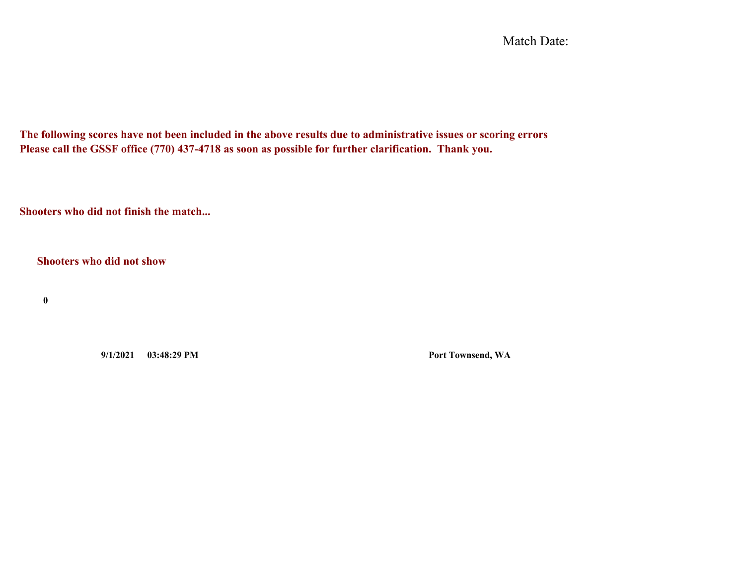Match Date:

**The following scores have not been included in the above results due to administrative issues or scoring errors**
**Please call the GSSF office (770) 437-4718 as soon as possible for further clarification. Thank you.**

**Shooters who did not finish the match...**

**Shooters who did not show**

**0**

**9/1/2021 03:48:29 PM** **Port Townsend, WA**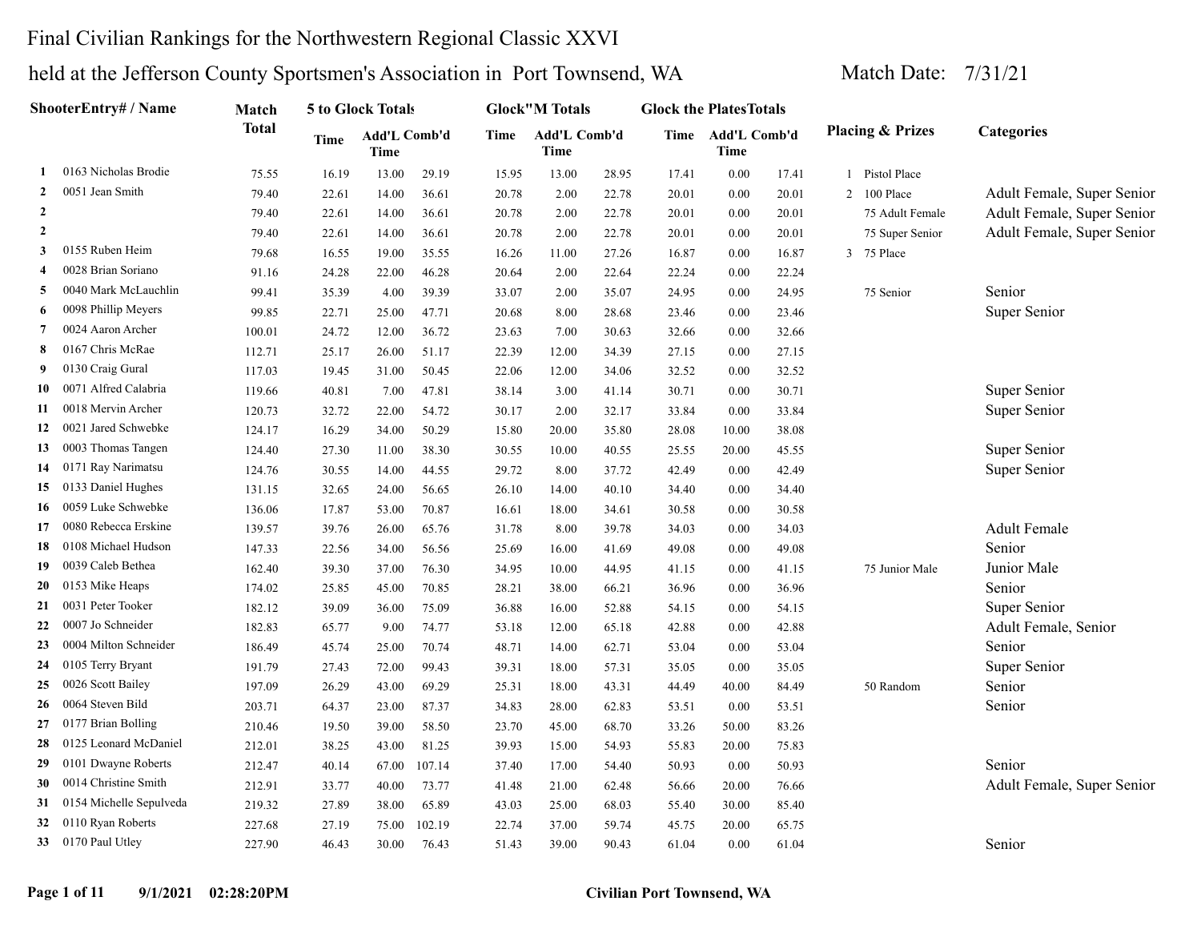# Final Civilian Rankings for the Northwestern Regional Classic XXVI

## held at the Jefferson County Sportsmen's Association in Port Townsend, WA

Match Date: 7/31/21

| | ShooterEntry# / Name | Match Total | 5 to Glock Totals | | | Glock"M Totals | | | Glock the PlatesTotals | | | Placing & Prizes | Categories |
|---|---|---|---|---|---|---|---|---|---|---|---|---|---|
| | | | Time | Add'L Time | Comb'd | Time | Add'L Time | Comb'd | Time | Add'L Time | Comb'd | | |
| 1 | 0163 Nicholas Brodie | 75.55 | 16.19 | 13.00 | 29.19 | 15.95 | 13.00 | 28.95 | 17.41 | 0.00 | 17.41 | 1 Pistol Place | |
| 2 | 0051 Jean Smith | 79.40 | 22.61 | 14.00 | 36.61 | 20.78 | 2.00 | 22.78 | 20.01 | 0.00 | 20.01 | 2 100 Place | Adult Female, Super Senior |
| 2 | | 79.40 | 22.61 | 14.00 | 36.61 | 20.78 | 2.00 | 22.78 | 20.01 | 0.00 | 20.01 | 75 Adult Female | Adult Female, Super Senior |
| 2 | | 79.40 | 22.61 | 14.00 | 36.61 | 20.78 | 2.00 | 22.78 | 20.01 | 0.00 | 20.01 | 75 Super Senior | Adult Female, Super Senior |
| 3 | 0155 Ruben Heim | 79.68 | 16.55 | 19.00 | 35.55 | 16.26 | 11.00 | 27.26 | 16.87 | 0.00 | 16.87 | 3 75 Place | |
| 4 | 0028 Brian Soriano | 91.16 | 24.28 | 22.00 | 46.28 | 20.64 | 2.00 | 22.64 | 22.24 | 0.00 | 22.24 | | |
| 5 | 0040 Mark McLauchlin | 99.41 | 35.39 | 4.00 | 39.39 | 33.07 | 2.00 | 35.07 | 24.95 | 0.00 | 24.95 | 75 Senior | Senior |
| 6 | 0098 Phillip Meyers | 99.85 | 22.71 | 25.00 | 47.71 | 20.68 | 8.00 | 28.68 | 23.46 | 0.00 | 23.46 | | Super Senior |
| 7 | 0024 Aaron Archer | 100.01 | 24.72 | 12.00 | 36.72 | 23.63 | 7.00 | 30.63 | 32.66 | 0.00 | 32.66 | | |
| 8 | 0167 Chris McRae | 112.71 | 25.17 | 26.00 | 51.17 | 22.39 | 12.00 | 34.39 | 27.15 | 0.00 | 27.15 | | |
| 9 | 0130 Craig Gural | 117.03 | 19.45 | 31.00 | 50.45 | 22.06 | 12.00 | 34.06 | 32.52 | 0.00 | 32.52 | | |
| 10 | 0071 Alfred Calabria | 119.66 | 40.81 | 7.00 | 47.81 | 38.14 | 3.00 | 41.14 | 30.71 | 0.00 | 30.71 | | Super Senior |
| 11 | 0018 Mervin Archer | 120.73 | 32.72 | 22.00 | 54.72 | 30.17 | 2.00 | 32.17 | 33.84 | 0.00 | 33.84 | | Super Senior |
| 12 | 0021 Jared Schwebke | 124.17 | 16.29 | 34.00 | 50.29 | 15.80 | 20.00 | 35.80 | 28.08 | 10.00 | 38.08 | | |
| 13 | 0003 Thomas Tangen | 124.40 | 27.30 | 11.00 | 38.30 | 30.55 | 10.00 | 40.55 | 25.55 | 20.00 | 45.55 | | Super Senior |
| 14 | 0171 Ray Narimatsu | 124.76 | 30.55 | 14.00 | 44.55 | 29.72 | 8.00 | 37.72 | 42.49 | 0.00 | 42.49 | | Super Senior |
| 15 | 0133 Daniel Hughes | 131.15 | 32.65 | 24.00 | 56.65 | 26.10 | 14.00 | 40.10 | 34.40 | 0.00 | 34.40 | | |
| 16 | 0059 Luke Schwebke | 136.06 | 17.87 | 53.00 | 70.87 | 16.61 | 18.00 | 34.61 | 30.58 | 0.00 | 30.58 | | |
| 17 | 0080 Rebecca Erskine | 139.57 | 39.76 | 26.00 | 65.76 | 31.78 | 8.00 | 39.78 | 34.03 | 0.00 | 34.03 | | Adult Female |
| 18 | 0108 Michael Hudson | 147.33 | 22.56 | 34.00 | 56.56 | 25.69 | 16.00 | 41.69 | 49.08 | 0.00 | 49.08 | | Senior |
| 19 | 0039 Caleb Bethea | 162.40 | 39.30 | 37.00 | 76.30 | 34.95 | 10.00 | 44.95 | 41.15 | 0.00 | 41.15 | 75 Junior Male | Junior Male |
| 20 | 0153 Mike Heaps | 174.02 | 25.85 | 45.00 | 70.85 | 28.21 | 38.00 | 66.21 | 36.96 | 0.00 | 36.96 | | Senior |
| 21 | 0031 Peter Tooker | 182.12 | 39.09 | 36.00 | 75.09 | 36.88 | 16.00 | 52.88 | 54.15 | 0.00 | 54.15 | | Super Senior |
| 22 | 0007 Jo Schneider | 182.83 | 65.77 | 9.00 | 74.77 | 53.18 | 12.00 | 65.18 | 42.88 | 0.00 | 42.88 | | Adult Female, Senior |
| 23 | 0004 Milton Schneider | 186.49 | 45.74 | 25.00 | 70.74 | 48.71 | 14.00 | 62.71 | 53.04 | 0.00 | 53.04 | | Senior |
| 24 | 0105 Terry Bryant | 191.79 | 27.43 | 72.00 | 99.43 | 39.31 | 18.00 | 57.31 | 35.05 | 0.00 | 35.05 | | Super Senior |
| 25 | 0026 Scott Bailey | 197.09 | 26.29 | 43.00 | 69.29 | 25.31 | 18.00 | 43.31 | 44.49 | 40.00 | 84.49 | 50 Random | Senior |
| 26 | 0064 Steven Bild | 203.71 | 64.37 | 23.00 | 87.37 | 34.83 | 28.00 | 62.83 | 53.51 | 0.00 | 53.51 | | Senior |
| 27 | 0177 Brian Bolling | 210.46 | 19.50 | 39.00 | 58.50 | 23.70 | 45.00 | 68.70 | 33.26 | 50.00 | 83.26 | | |
| 28 | 0125 Leonard McDaniel | 212.01 | 38.25 | 43.00 | 81.25 | 39.93 | 15.00 | 54.93 | 55.83 | 20.00 | 75.83 | | |
| 29 | 0101 Dwayne Roberts | 212.47 | 40.14 | 67.00 | 107.14 | 37.40 | 17.00 | 54.40 | 50.93 | 0.00 | 50.93 | | Senior |
| 30 | 0014 Christine Smith | 212.91 | 33.77 | 40.00 | 73.77 | 41.48 | 21.00 | 62.48 | 56.66 | 20.00 | 76.66 | | Adult Female, Super Senior |
| 31 | 0154 Michelle Sepulveda | 219.32 | 27.89 | 38.00 | 65.89 | 43.03 | 25.00 | 68.03 | 55.40 | 30.00 | 85.40 | | |
| 32 | 0110 Ryan Roberts | 227.68 | 27.19 | 75.00 | 102.19 | 22.74 | 37.00 | 59.74 | 45.75 | 20.00 | 65.75 | | |
| 33 | 0170 Paul Utley | 227.90 | 46.43 | 30.00 | 76.43 | 51.43 | 39.00 | 90.43 | 61.04 | 0.00 | 61.04 | | Senior |

9/1/2021 02:28:20PM Civilian Port Townsend, WA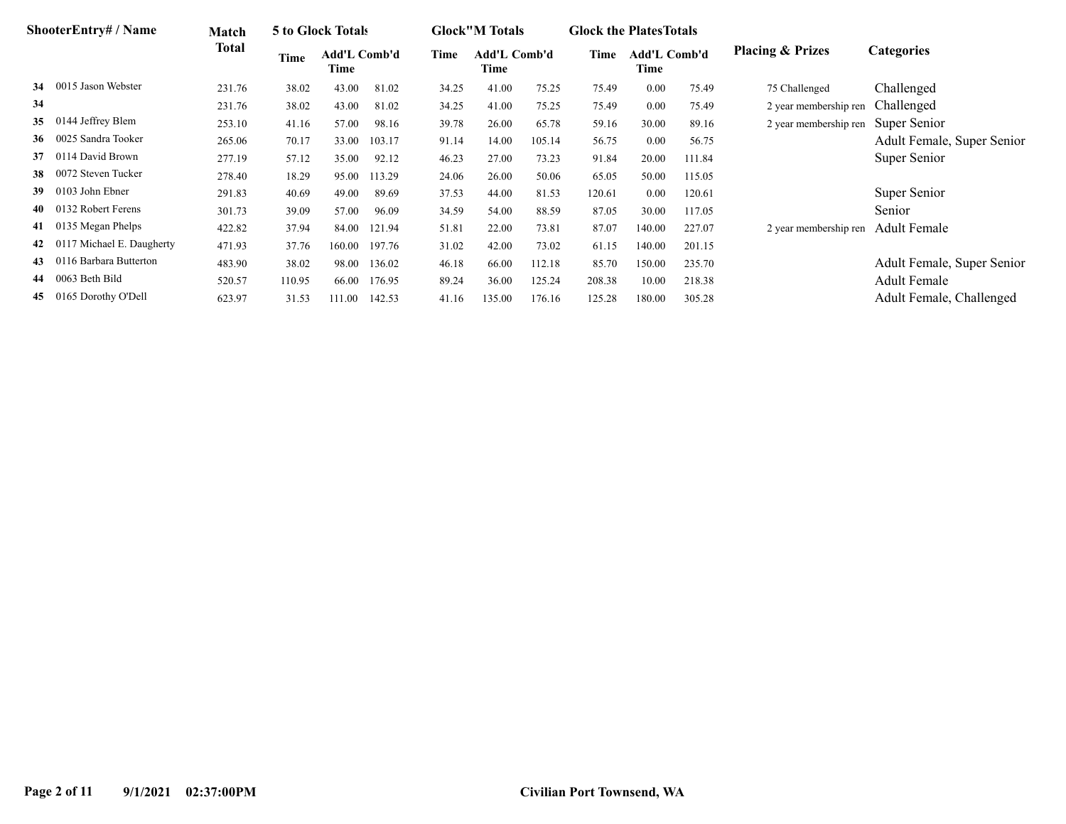| ShooterEntry# / Name | | Match Total | 5 to Glock Totals | | | Glock"M Totals | | | Glock the PlatesTotals | | | Placing & Prizes | Categories |
|---|---|---|---|---|---|---|---|---|---|---|---|---|---|
| | | | Time | Add'L Time | Comb'd | Time | Add'L Time | Comb'd | Time | Add'L Time | Comb'd | | |
| 34 | 0015 Jason Webster | 231.76 | 38.02 | 43.00 | 81.02 | 34.25 | 41.00 | 75.25 | 75.49 | 0.00 | 75.49 | 75 Challenged | Challenged |
| 34 | | 231.76 | 38.02 | 43.00 | 81.02 | 34.25 | 41.00 | 75.25 | 75.49 | 0.00 | 75.49 | 2 year membership ren | Challenged |
| 35 | 0144 Jeffrey Blem | 253.10 | 41.16 | 57.00 | 98.16 | 39.78 | 26.00 | 65.78 | 59.16 | 30.00 | 89.16 | 2 year membership ren | Super Senior |
| 36 | 0025 Sandra Tooker | 265.06 | 70.17 | 33.00 | 103.17 | 91.14 | 14.00 | 105.14 | 56.75 | 0.00 | 56.75 | | Adult Female, Super Senior |
| 37 | 0114 David Brown | 277.19 | 57.12 | 35.00 | 92.12 | 46.23 | 27.00 | 73.23 | 91.84 | 20.00 | 111.84 | | Super Senior |
| 38 | 0072 Steven Tucker | 278.40 | 18.29 | 95.00 | 113.29 | 24.06 | 26.00 | 50.06 | 65.05 | 50.00 | 115.05 | | |
| 39 | 0103 John Ebner | 291.83 | 40.69 | 49.00 | 89.69 | 37.53 | 44.00 | 81.53 | 120.61 | 0.00 | 120.61 | | Super Senior |
| 40 | 0132 Robert Ferens | 301.73 | 39.09 | 57.00 | 96.09 | 34.59 | 54.00 | 88.59 | 87.05 | 30.00 | 117.05 | | Senior |
| 41 | 0135 Megan Phelps | 422.82 | 37.94 | 84.00 | 121.94 | 51.81 | 22.00 | 73.81 | 87.07 | 140.00 | 227.07 | 2 year membership ren | Adult Female |
| 42 | 0117 Michael E. Daugherty | 471.93 | 37.76 | 160.00 | 197.76 | 31.02 | 42.00 | 73.02 | 61.15 | 140.00 | 201.15 | | |
| 43 | 0116 Barbara Butterton | 483.90 | 38.02 | 98.00 | 136.02 | 46.18 | 66.00 | 112.18 | 85.70 | 150.00 | 235.70 | | Adult Female, Super Senior |
| 44 | 0063 Beth Bild | 520.57 | 110.95 | 66.00 | 176.95 | 89.24 | 36.00 | 125.24 | 208.38 | 10.00 | 218.38 | | Adult Female |
| 45 | 0165 Dorothy O'Dell | 623.97 | 31.53 | 111.00 | 142.53 | 41.16 | 135.00 | 176.16 | 125.28 | 180.00 | 305.28 | | Adult Female, Challenged |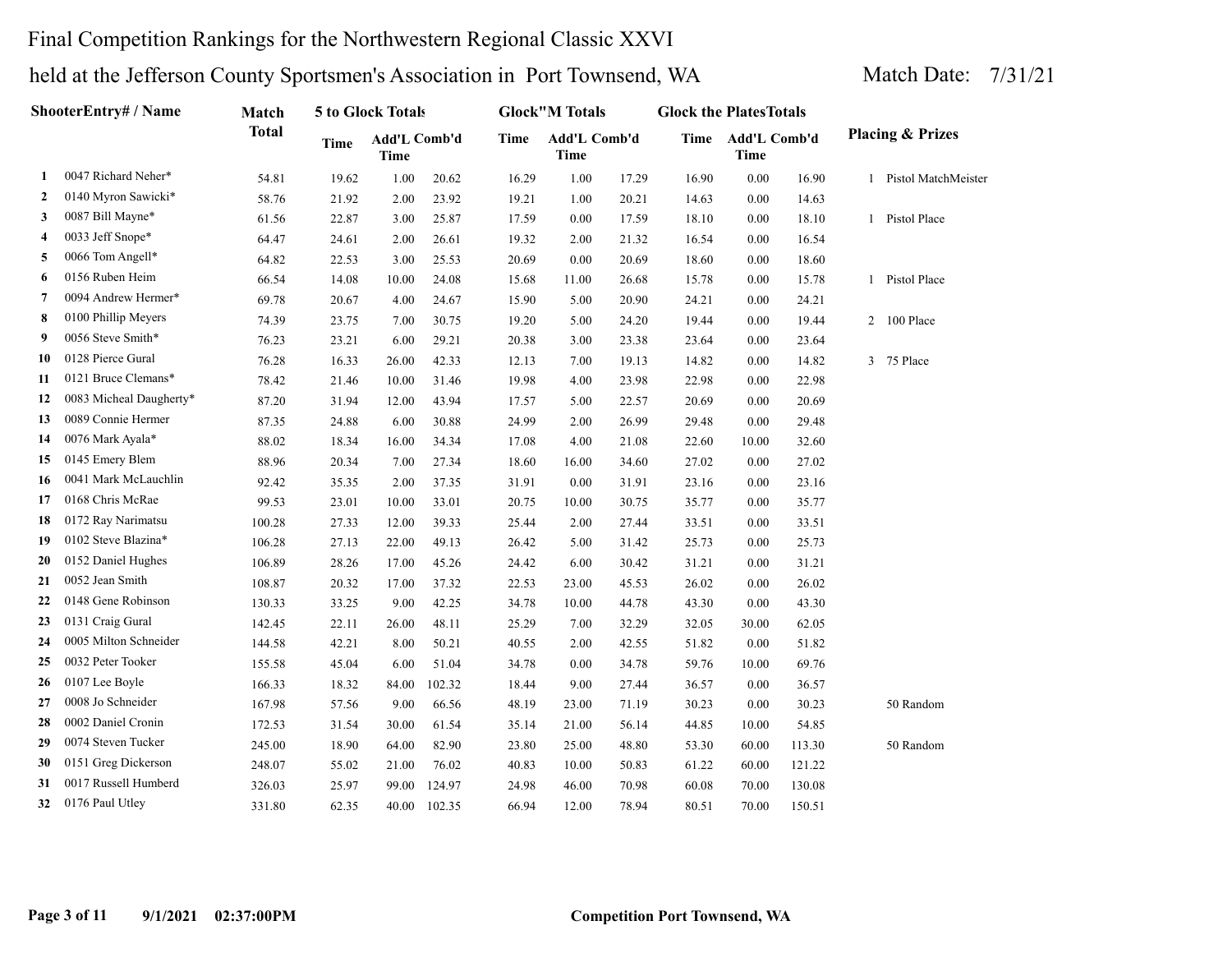# Final Competition Rankings for the Northwestern Regional Classic XXVI

## held at the Jefferson County Sportsmen's Association in Port Townsend, WA

Match Date: 7/31/21

| | ShooterEntry# / Name | Match Total | 5 to Glock Totals | | | Glock"M Totals | | | Glock the PlatesTotals | | | Placing & Prizes | |
|---|---|---|---|---|---|---|---|---|---|---|---|---|---|
| | | | Time | Add'L Time | Comb'd | Time | Add'L Time | Comb'd | Time | Add'L Time | Comb'd | | |
| 1 | 0047 Richard Neher* | 54.81 | 19.62 | 1.00 | 20.62 | 16.29 | 1.00 | 17.29 | 16.90 | 0.00 | 16.90 | 1 | Pistol MatchMeister |
| 2 | 0140 Myron Sawicki* | 58.76 | 21.92 | 2.00 | 23.92 | 19.21 | 1.00 | 20.21 | 14.63 | 0.00 | 14.63 | | |
| 3 | 0087 Bill Mayne* | 61.56 | 22.87 | 3.00 | 25.87 | 17.59 | 0.00 | 17.59 | 18.10 | 0.00 | 18.10 | 1 | Pistol Place |
| 4 | 0033 Jeff Snope* | 64.47 | 24.61 | 2.00 | 26.61 | 19.32 | 2.00 | 21.32 | 16.54 | 0.00 | 16.54 | | |
| 5 | 0066 Tom Angell* | 64.82 | 22.53 | 3.00 | 25.53 | 20.69 | 0.00 | 20.69 | 18.60 | 0.00 | 18.60 | | |
| 6 | 0156 Ruben Heim | 66.54 | 14.08 | 10.00 | 24.08 | 15.68 | 11.00 | 26.68 | 15.78 | 0.00 | 15.78 | 1 | Pistol Place |
| 7 | 0094 Andrew Hermer* | 69.78 | 20.67 | 4.00 | 24.67 | 15.90 | 5.00 | 20.90 | 24.21 | 0.00 | 24.21 | | |
| 8 | 0100 Phillip Meyers | 74.39 | 23.75 | 7.00 | 30.75 | 19.20 | 5.00 | 24.20 | 19.44 | 0.00 | 19.44 | 2 | 100 Place |
| 9 | 0056 Steve Smith* | 76.23 | 23.21 | 6.00 | 29.21 | 20.38 | 3.00 | 23.38 | 23.64 | 0.00 | 23.64 | | |
| 10 | 0128 Pierce Gural | 76.28 | 16.33 | 26.00 | 42.33 | 12.13 | 7.00 | 19.13 | 14.82 | 0.00 | 14.82 | 3 | 75 Place |
| 11 | 0121 Bruce Clemans* | 78.42 | 21.46 | 10.00 | 31.46 | 19.98 | 4.00 | 23.98 | 22.98 | 0.00 | 22.98 | | |
| 12 | 0083 Micheal Daugherty* | 87.20 | 31.94 | 12.00 | 43.94 | 17.57 | 5.00 | 22.57 | 20.69 | 0.00 | 20.69 | | |
| 13 | 0089 Connie Hermer | 87.35 | 24.88 | 6.00 | 30.88 | 24.99 | 2.00 | 26.99 | 29.48 | 0.00 | 29.48 | | |
| 14 | 0076 Mark Ayala* | 88.02 | 18.34 | 16.00 | 34.34 | 17.08 | 4.00 | 21.08 | 22.60 | 10.00 | 32.60 | | |
| 15 | 0145 Emery Blem | 88.96 | 20.34 | 7.00 | 27.34 | 18.60 | 16.00 | 34.60 | 27.02 | 0.00 | 27.02 | | |
| 16 | 0041 Mark McLauchlin | 92.42 | 35.35 | 2.00 | 37.35 | 31.91 | 0.00 | 31.91 | 23.16 | 0.00 | 23.16 | | |
| 17 | 0168 Chris McRae | 99.53 | 23.01 | 10.00 | 33.01 | 20.75 | 10.00 | 30.75 | 35.77 | 0.00 | 35.77 | | |
| 18 | 0172 Ray Narimatsu | 100.28 | 27.33 | 12.00 | 39.33 | 25.44 | 2.00 | 27.44 | 33.51 | 0.00 | 33.51 | | |
| 19 | 0102 Steve Blazina* | 106.28 | 27.13 | 22.00 | 49.13 | 26.42 | 5.00 | 31.42 | 25.73 | 0.00 | 25.73 | | |
| 20 | 0152 Daniel Hughes | 106.89 | 28.26 | 17.00 | 45.26 | 24.42 | 6.00 | 30.42 | 31.21 | 0.00 | 31.21 | | |
| 21 | 0052 Jean Smith | 108.87 | 20.32 | 17.00 | 37.32 | 22.53 | 23.00 | 45.53 | 26.02 | 0.00 | 26.02 | | |
| 22 | 0148 Gene Robinson | 130.33 | 33.25 | 9.00 | 42.25 | 34.78 | 10.00 | 44.78 | 43.30 | 0.00 | 43.30 | | |
| 23 | 0131 Craig Gural | 142.45 | 22.11 | 26.00 | 48.11 | 25.29 | 7.00 | 32.29 | 32.05 | 30.00 | 62.05 | | |
| 24 | 0005 Milton Schneider | 144.58 | 42.21 | 8.00 | 50.21 | 40.55 | 2.00 | 42.55 | 51.82 | 0.00 | 51.82 | | |
| 25 | 0032 Peter Tooker | 155.58 | 45.04 | 6.00 | 51.04 | 34.78 | 0.00 | 34.78 | 59.76 | 10.00 | 69.76 | | |
| 26 | 0107 Lee Boyle | 166.33 | 18.32 | 84.00 | 102.32 | 18.44 | 9.00 | 27.44 | 36.57 | 0.00 | 36.57 | | |
| 27 | 0008 Jo Schneider | 167.98 | 57.56 | 9.00 | 66.56 | 48.19 | 23.00 | 71.19 | 30.23 | 0.00 | 30.23 | | 50 Random |
| 28 | 0002 Daniel Cronin | 172.53 | 31.54 | 30.00 | 61.54 | 35.14 | 21.00 | 56.14 | 44.85 | 10.00 | 54.85 | | |
| 29 | 0074 Steven Tucker | 245.00 | 18.90 | 64.00 | 82.90 | 23.80 | 25.00 | 48.80 | 53.30 | 60.00 | 113.30 | | 50 Random |
| 30 | 0151 Greg Dickerson | 248.07 | 55.02 | 21.00 | 76.02 | 40.83 | 10.00 | 50.83 | 61.22 | 60.00 | 121.22 | | |
| 31 | 0017 Russell Humberd | 326.03 | 25.97 | 99.00 | 124.97 | 24.98 | 46.00 | 70.98 | 60.08 | 70.00 | 130.08 | | |
| 32 | 0176 Paul Utley | 331.80 | 62.35 | 40.00 | 102.35 | 66.94 | 12.00 | 78.94 | 80.51 | 70.00 | 150.51 | | |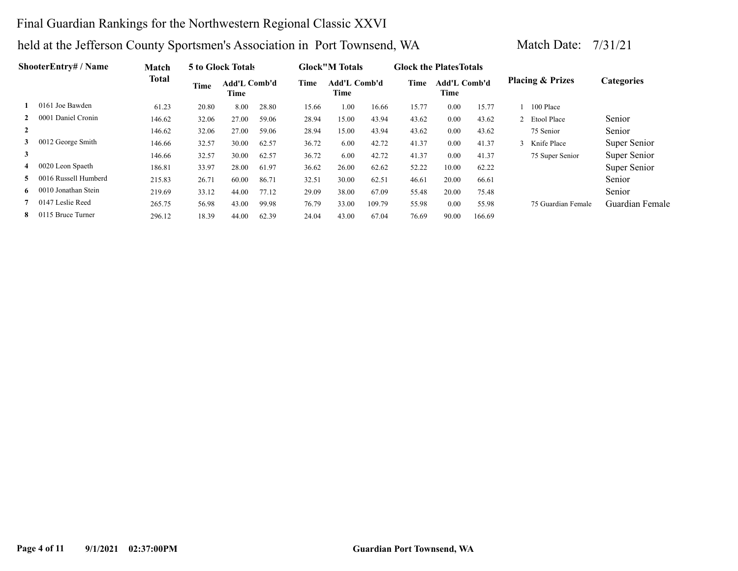# Final Guardian Rankings for the Northwestern Regional Classic XXVI

## held at the Jefferson County Sportsmen's Association in Port Townsend, WA

Match Date: 7/31/21

| | ShooterEntry# / Name | Match Total | 5 to Glock Totals Time | Add'L Time | Comb'd | Glock"M Totals Time | Add'L Time | Comb'd | Glock the PlatesTotals Time | Add'L Time | Comb'd | Placing & Prizes | Categories |
|---|---|---|---|---|---|---|---|---|---|---|---|---|---|
| 1 | 0161 Joe Bawden | 61.23 | 20.80 | 8.00 | 28.80 | 15.66 | 1.00 | 16.66 | 15.77 | 0.00 | 15.77 | 1 100 Place | |
| 2 | 0001 Daniel Cronin | 146.62 | 32.06 | 27.00 | 59.06 | 28.94 | 15.00 | 43.94 | 43.62 | 0.00 | 43.62 | 2 Etool Place | Senior |
| 2 | | 146.62 | 32.06 | 27.00 | 59.06 | 28.94 | 15.00 | 43.94 | 43.62 | 0.00 | 43.62 | 75 Senior | Senior |
| 3 | 0012 George Smith | 146.66 | 32.57 | 30.00 | 62.57 | 36.72 | 6.00 | 42.72 | 41.37 | 0.00 | 41.37 | 3 Knife Place | Super Senior |
| 3 | | 146.66 | 32.57 | 30.00 | 62.57 | 36.72 | 6.00 | 42.72 | 41.37 | 0.00 | 41.37 | 75 Super Senior | Super Senior |
| 4 | 0020 Leon Spaeth | 186.81 | 33.97 | 28.00 | 61.97 | 36.62 | 26.00 | 62.62 | 52.22 | 10.00 | 62.22 | | Super Senior |
| 5 | 0016 Russell Humberd | 215.83 | 26.71 | 60.00 | 86.71 | 32.51 | 30.00 | 62.51 | 46.61 | 20.00 | 66.61 | | Senior |
| 6 | 0010 Jonathan Stein | 219.69 | 33.12 | 44.00 | 77.12 | 29.09 | 38.00 | 67.09 | 55.48 | 20.00 | 75.48 | | Senior |
| 7 | 0147 Leslie Reed | 265.75 | 56.98 | 43.00 | 99.98 | 76.79 | 33.00 | 109.79 | 55.98 | 0.00 | 55.98 | 75 Guardian Female | Guardian Female |
| 8 | 0115 Bruce Turner | 296.12 | 18.39 | 44.00 | 62.39 | 24.04 | 43.00 | 67.04 | 76.69 | 90.00 | 166.69 | | |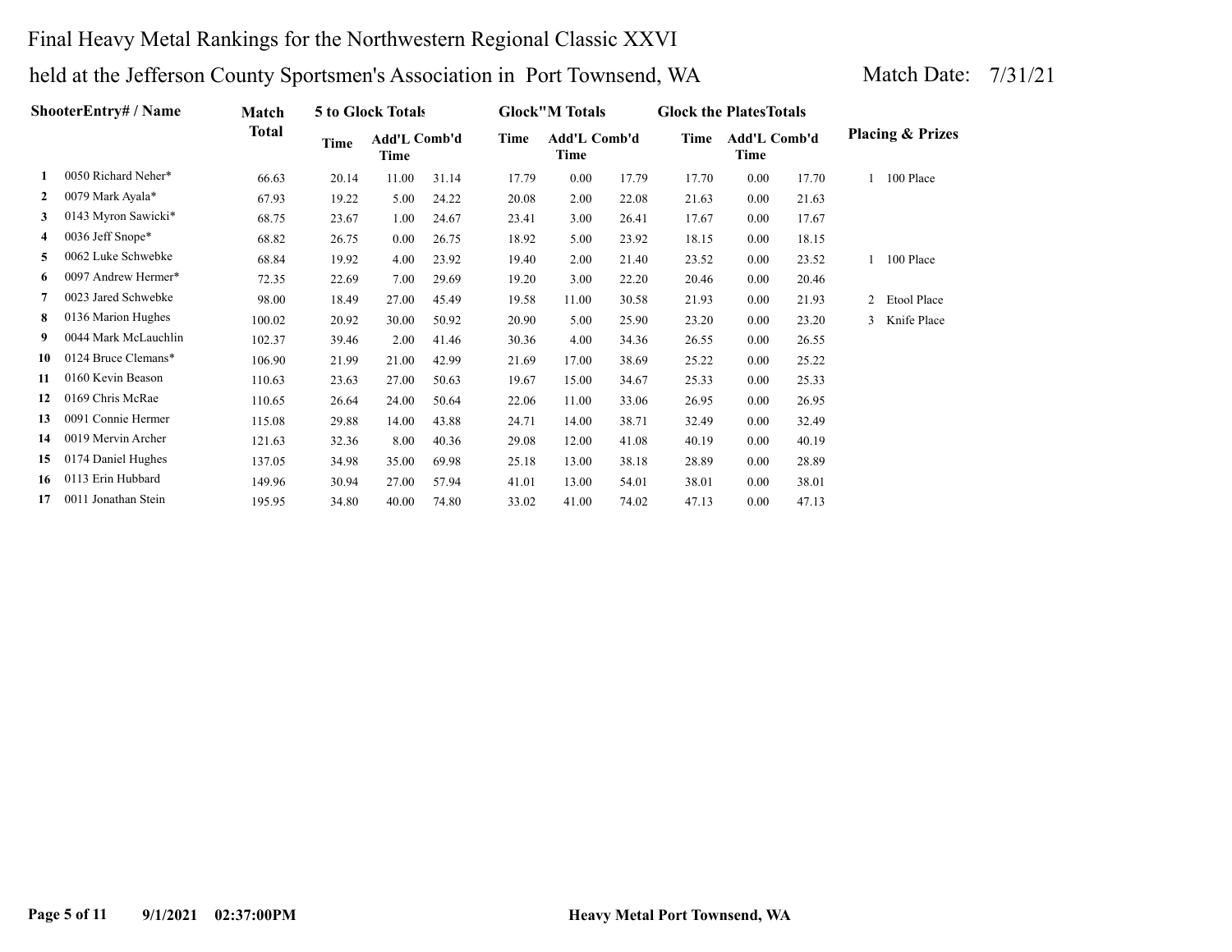# Final Heavy Metal Rankings for the Northwestern Regional Classic XXVI

## held at the Jefferson County Sportsmen's Association in Port Townsend, WA

Match Date: 7/31/21

| | ShooterEntry# / Name | Match Total | 5 to Glock Totals | | | Glock"M Totals | | | Glock the PlatesTotals | | | Placing & Prizes |
|---|---|---|---|---|---|---|---|---|---|---|---|---|
| | | | Time | Add'L Time | Comb'd | Time | Add'L Time | Comb'd | Time | Add'L Time | Comb'd | |
| 1 | 0050 Richard Neher* | 66.63 | 20.14 | 11.00 | 31.14 | 17.79 | 0.00 | 17.79 | 17.70 | 0.00 | 17.70 | 1 100 Place |
| 2 | 0079 Mark Ayala* | 67.93 | 19.22 | 5.00 | 24.22 | 20.08 | 2.00 | 22.08 | 21.63 | 0.00 | 21.63 | |
| 3 | 0143 Myron Sawicki* | 68.75 | 23.67 | 1.00 | 24.67 | 23.41 | 3.00 | 26.41 | 17.67 | 0.00 | 17.67 | |
| 4 | 0036 Jeff Snope* | 68.82 | 26.75 | 0.00 | 26.75 | 18.92 | 5.00 | 23.92 | 18.15 | 0.00 | 18.15 | |
| 5 | 0062 Luke Schwebke | 68.84 | 19.92 | 4.00 | 23.92 | 19.40 | 2.00 | 21.40 | 23.52 | 0.00 | 23.52 | 1 100 Place |
| 6 | 0097 Andrew Hermer* | 72.35 | 22.69 | 7.00 | 29.69 | 19.20 | 3.00 | 22.20 | 20.46 | 0.00 | 20.46 | |
| 7 | 0023 Jared Schwebke | 98.00 | 18.49 | 27.00 | 45.49 | 19.58 | 11.00 | 30.58 | 21.93 | 0.00 | 21.93 | 2 Etool Place |
| 8 | 0136 Marion Hughes | 100.02 | 20.92 | 30.00 | 50.92 | 20.90 | 5.00 | 25.90 | 23.20 | 0.00 | 23.20 | 3 Knife Place |
| 9 | 0044 Mark McLauchlin | 102.37 | 39.46 | 2.00 | 41.46 | 30.36 | 4.00 | 34.36 | 26.55 | 0.00 | 26.55 | |
| 10 | 0124 Bruce Clemans* | 106.90 | 21.99 | 21.00 | 42.99 | 21.69 | 17.00 | 38.69 | 25.22 | 0.00 | 25.22 | |
| 11 | 0160 Kevin Beason | 110.63 | 23.63 | 27.00 | 50.63 | 19.67 | 15.00 | 34.67 | 25.33 | 0.00 | 25.33 | |
| 12 | 0169 Chris McRae | 110.65 | 26.64 | 24.00 | 50.64 | 22.06 | 11.00 | 33.06 | 26.95 | 0.00 | 26.95 | |
| 13 | 0091 Connie Hermer | 115.08 | 29.88 | 14.00 | 43.88 | 24.71 | 14.00 | 38.71 | 32.49 | 0.00 | 32.49 | |
| 14 | 0019 Mervin Archer | 121.63 | 32.36 | 8.00 | 40.36 | 29.08 | 12.00 | 41.08 | 40.19 | 0.00 | 40.19 | |
| 15 | 0174 Daniel Hughes | 137.05 | 34.98 | 35.00 | 69.98 | 25.18 | 13.00 | 38.18 | 28.89 | 0.00 | 28.89 | |
| 16 | 0113 Erin Hubbard | 149.96 | 30.94 | 27.00 | 57.94 | 41.01 | 13.00 | 54.01 | 38.01 | 0.00 | 38.01 | |
| 17 | 0011 Jonathan Stein | 195.95 | 34.80 | 40.00 | 74.80 | 33.02 | 41.00 | 74.02 | 47.13 | 0.00 | 47.13 | |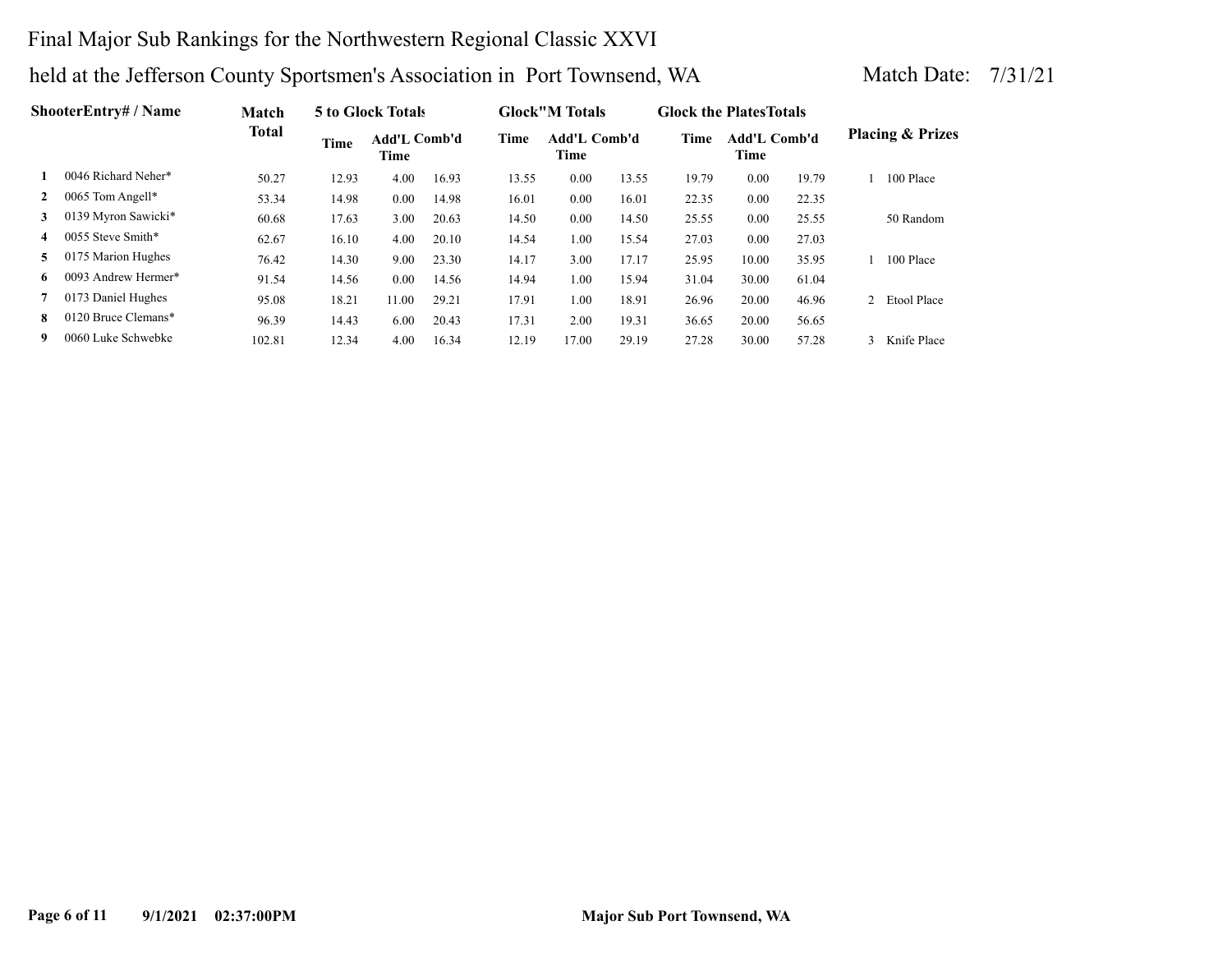# Final Major Sub Rankings for the Northwestern Regional Classic XXVI

held at the Jefferson County Sportsmen's Association in Port Townsend, WA

Match Date: 7/31/21

| | ShooterEntry# / Name | Match Total | 5 to Glock Totals | | | Glock"M Totals | | | Glock the PlatesTotals | | | Placing & Prizes |
|---|---|---|---|---|---|---|---|---|---|---|---|---|
| | | | Time | Add'L Time | Comb'd | Time | Add'L Time | Comb'd | Time | Add'L Time | Comb'd | |
| 1 | 0046 Richard Neher* | 50.27 | 12.93 | 4.00 | 16.93 | 13.55 | 0.00 | 13.55 | 19.79 | 0.00 | 19.79 | 1 100 Place |
| 2 | 0065 Tom Angell* | 53.34 | 14.98 | 0.00 | 14.98 | 16.01 | 0.00 | 16.01 | 22.35 | 0.00 | 22.35 | |
| 3 | 0139 Myron Sawicki* | 60.68 | 17.63 | 3.00 | 20.63 | 14.50 | 0.00 | 14.50 | 25.55 | 0.00 | 25.55 | 50 Random |
| 4 | 0055 Steve Smith* | 62.67 | 16.10 | 4.00 | 20.10 | 14.54 | 1.00 | 15.54 | 27.03 | 0.00 | 27.03 | |
| 5 | 0175 Marion Hughes | 76.42 | 14.30 | 9.00 | 23.30 | 14.17 | 3.00 | 17.17 | 25.95 | 10.00 | 35.95 | 1 100 Place |
| 6 | 0093 Andrew Hermer* | 91.54 | 14.56 | 0.00 | 14.56 | 14.94 | 1.00 | 15.94 | 31.04 | 30.00 | 61.04 | |
| 7 | 0173 Daniel Hughes | 95.08 | 18.21 | 11.00 | 29.21 | 17.91 | 1.00 | 18.91 | 26.96 | 20.00 | 46.96 | 2 Etool Place |
| 8 | 0120 Bruce Clemans* | 96.39 | 14.43 | 6.00 | 20.43 | 17.31 | 2.00 | 19.31 | 36.65 | 20.00 | 56.65 | |
| 9 | 0060 Luke Schwebke | 102.81 | 12.34 | 4.00 | 16.34 | 12.19 | 17.00 | 29.19 | 27.28 | 30.00 | 57.28 | 3 Knife Place |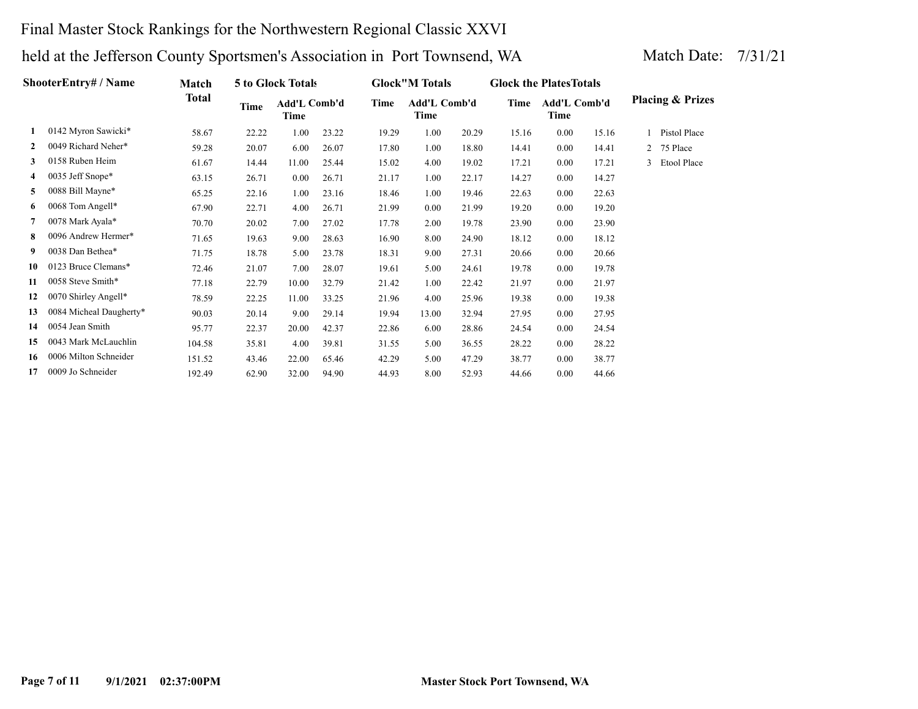# Final Master Stock Rankings for the Northwestern Regional Classic XXVI

## held at the Jefferson County Sportsmen's Association in Port Townsend, WA

Match Date: 7/31/21

| | ShooterEntry# / Name | Match Total | 5 to Glock Totals | | | Glock"M Totals | | | Glock the PlatesTotals | | | Placing & Prizes |
|---|---|---|---|---|---|---|---|---|---|---|---|---|
| | | | Time | Add'L Time | Comb'd | Time | Add'L Time | Comb'd | Time | Add'L Time | Comb'd | |
| 1 | 0142 Myron Sawicki* | 58.67 | 22.22 | 1.00 | 23.22 | 19.29 | 1.00 | 20.29 | 15.16 | 0.00 | 15.16 | 1 Pistol Place |
| 2 | 0049 Richard Neher* | 59.28 | 20.07 | 6.00 | 26.07 | 17.80 | 1.00 | 18.80 | 14.41 | 0.00 | 14.41 | 2 75 Place |
| 3 | 0158 Ruben Heim | 61.67 | 14.44 | 11.00 | 25.44 | 15.02 | 4.00 | 19.02 | 17.21 | 0.00 | 17.21 | 3 Etool Place |
| 4 | 0035 Jeff Snope* | 63.15 | 26.71 | 0.00 | 26.71 | 21.17 | 1.00 | 22.17 | 14.27 | 0.00 | 14.27 | |
| 5 | 0088 Bill Mayne* | 65.25 | 22.16 | 1.00 | 23.16 | 18.46 | 1.00 | 19.46 | 22.63 | 0.00 | 22.63 | |
| 6 | 0068 Tom Angell* | 67.90 | 22.71 | 4.00 | 26.71 | 21.99 | 0.00 | 21.99 | 19.20 | 0.00 | 19.20 | |
| 7 | 0078 Mark Ayala* | 70.70 | 20.02 | 7.00 | 27.02 | 17.78 | 2.00 | 19.78 | 23.90 | 0.00 | 23.90 | |
| 8 | 0096 Andrew Hermer* | 71.65 | 19.63 | 9.00 | 28.63 | 16.90 | 8.00 | 24.90 | 18.12 | 0.00 | 18.12 | |
| 9 | 0038 Dan Bethea* | 71.75 | 18.78 | 5.00 | 23.78 | 18.31 | 9.00 | 27.31 | 20.66 | 0.00 | 20.66 | |
| 10 | 0123 Bruce Clemans* | 72.46 | 21.07 | 7.00 | 28.07 | 19.61 | 5.00 | 24.61 | 19.78 | 0.00 | 19.78 | |
| 11 | 0058 Steve Smith* | 77.18 | 22.79 | 10.00 | 32.79 | 21.42 | 1.00 | 22.42 | 21.97 | 0.00 | 21.97 | |
| 12 | 0070 Shirley Angell* | 78.59 | 22.25 | 11.00 | 33.25 | 21.96 | 4.00 | 25.96 | 19.38 | 0.00 | 19.38 | |
| 13 | 0084 Micheal Daugherty* | 90.03 | 20.14 | 9.00 | 29.14 | 19.94 | 13.00 | 32.94 | 27.95 | 0.00 | 27.95 | |
| 14 | 0054 Jean Smith | 95.77 | 22.37 | 20.00 | 42.37 | 22.86 | 6.00 | 28.86 | 24.54 | 0.00 | 24.54 | |
| 15 | 0043 Mark McLauchlin | 104.58 | 35.81 | 4.00 | 39.81 | 31.55 | 5.00 | 36.55 | 28.22 | 0.00 | 28.22 | |
| 16 | 0006 Milton Schneider | 151.52 | 43.46 | 22.00 | 65.46 | 42.29 | 5.00 | 47.29 | 38.77 | 0.00 | 38.77 | |
| 17 | 0009 Jo Schneider | 192.49 | 62.90 | 32.00 | 94.90 | 44.93 | 8.00 | 52.93 | 44.66 | 0.00 | 44.66 | |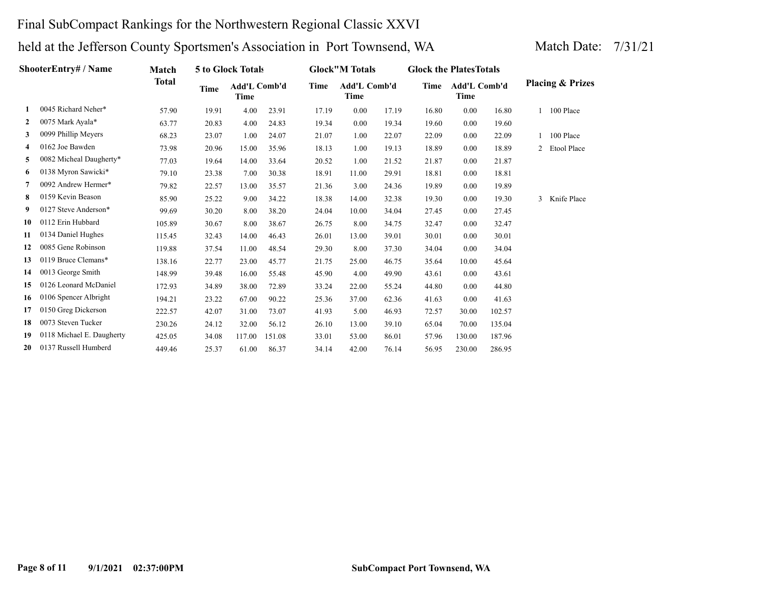Final SubCompact Rankings for the Northwestern Regional Classic XXVI

held at the Jefferson County Sportsmen's Association in Port Townsend, WA

Match Date: 7/31/21

| | ShooterEntry# / Name | Match Total | 5 to Glock Totals | | | Glock"M Totals | | | Glock the PlatesTotals | | | Placing & Prizes |
|---|---|---|---|---|---|---|---|---|---|---|---|---|
| | | | Time | Add'L Time | Comb'd | Time | Add'L Time | Comb'd | Time | Add'L Time | Comb'd | |
| 1 | 0045 Richard Neher* | 57.90 | 19.91 | 4.00 | 23.91 | 17.19 | 0.00 | 17.19 | 16.80 | 0.00 | 16.80 | 1 100 Place |
| 2 | 0075 Mark Ayala* | 63.77 | 20.83 | 4.00 | 24.83 | 19.34 | 0.00 | 19.34 | 19.60 | 0.00 | 19.60 | |
| 3 | 0099 Phillip Meyers | 68.23 | 23.07 | 1.00 | 24.07 | 21.07 | 1.00 | 22.07 | 22.09 | 0.00 | 22.09 | 1 100 Place |
| 4 | 0162 Joe Bawden | 73.98 | 20.96 | 15.00 | 35.96 | 18.13 | 1.00 | 19.13 | 18.89 | 0.00 | 18.89 | 2 Etool Place |
| 5 | 0082 Micheal Daugherty* | 77.03 | 19.64 | 14.00 | 33.64 | 20.52 | 1.00 | 21.52 | 21.87 | 0.00 | 21.87 | |
| 6 | 0138 Myron Sawicki* | 79.10 | 23.38 | 7.00 | 30.38 | 18.91 | 11.00 | 29.91 | 18.81 | 0.00 | 18.81 | |
| 7 | 0092 Andrew Hermer* | 79.82 | 22.57 | 13.00 | 35.57 | 21.36 | 3.00 | 24.36 | 19.89 | 0.00 | 19.89 | |
| 8 | 0159 Kevin Beason | 85.90 | 25.22 | 9.00 | 34.22 | 18.38 | 14.00 | 32.38 | 19.30 | 0.00 | 19.30 | 3 Knife Place |
| 9 | 0127 Steve Anderson* | 99.69 | 30.20 | 8.00 | 38.20 | 24.04 | 10.00 | 34.04 | 27.45 | 0.00 | 27.45 | |
| 10 | 0112 Erin Hubbard | 105.89 | 30.67 | 8.00 | 38.67 | 26.75 | 8.00 | 34.75 | 32.47 | 0.00 | 32.47 | |
| 11 | 0134 Daniel Hughes | 115.45 | 32.43 | 14.00 | 46.43 | 26.01 | 13.00 | 39.01 | 30.01 | 0.00 | 30.01 | |
| 12 | 0085 Gene Robinson | 119.88 | 37.54 | 11.00 | 48.54 | 29.30 | 8.00 | 37.30 | 34.04 | 0.00 | 34.04 | |
| 13 | 0119 Bruce Clemans* | 138.16 | 22.77 | 23.00 | 45.77 | 21.75 | 25.00 | 46.75 | 35.64 | 10.00 | 45.64 | |
| 14 | 0013 George Smith | 148.99 | 39.48 | 16.00 | 55.48 | 45.90 | 4.00 | 49.90 | 43.61 | 0.00 | 43.61 | |
| 15 | 0126 Leonard McDaniel | 172.93 | 34.89 | 38.00 | 72.89 | 33.24 | 22.00 | 55.24 | 44.80 | 0.00 | 44.80 | |
| 16 | 0106 Spencer Albright | 194.21 | 23.22 | 67.00 | 90.22 | 25.36 | 37.00 | 62.36 | 41.63 | 0.00 | 41.63 | |
| 17 | 0150 Greg Dickerson | 222.57 | 42.07 | 31.00 | 73.07 | 41.93 | 5.00 | 46.93 | 72.57 | 30.00 | 102.57 | |
| 18 | 0073 Steven Tucker | 230.26 | 24.12 | 32.00 | 56.12 | 26.10 | 13.00 | 39.10 | 65.04 | 70.00 | 135.04 | |
| 19 | 0118 Michael E. Daugherty | 425.05 | 34.08 | 117.00 | 151.08 | 33.01 | 53.00 | 86.01 | 57.96 | 130.00 | 187.96 | |
| 20 | 0137 Russell Humberd | 449.46 | 25.37 | 61.00 | 86.37 | 34.14 | 42.00 | 76.14 | 56.95 | 230.00 | 286.95 | |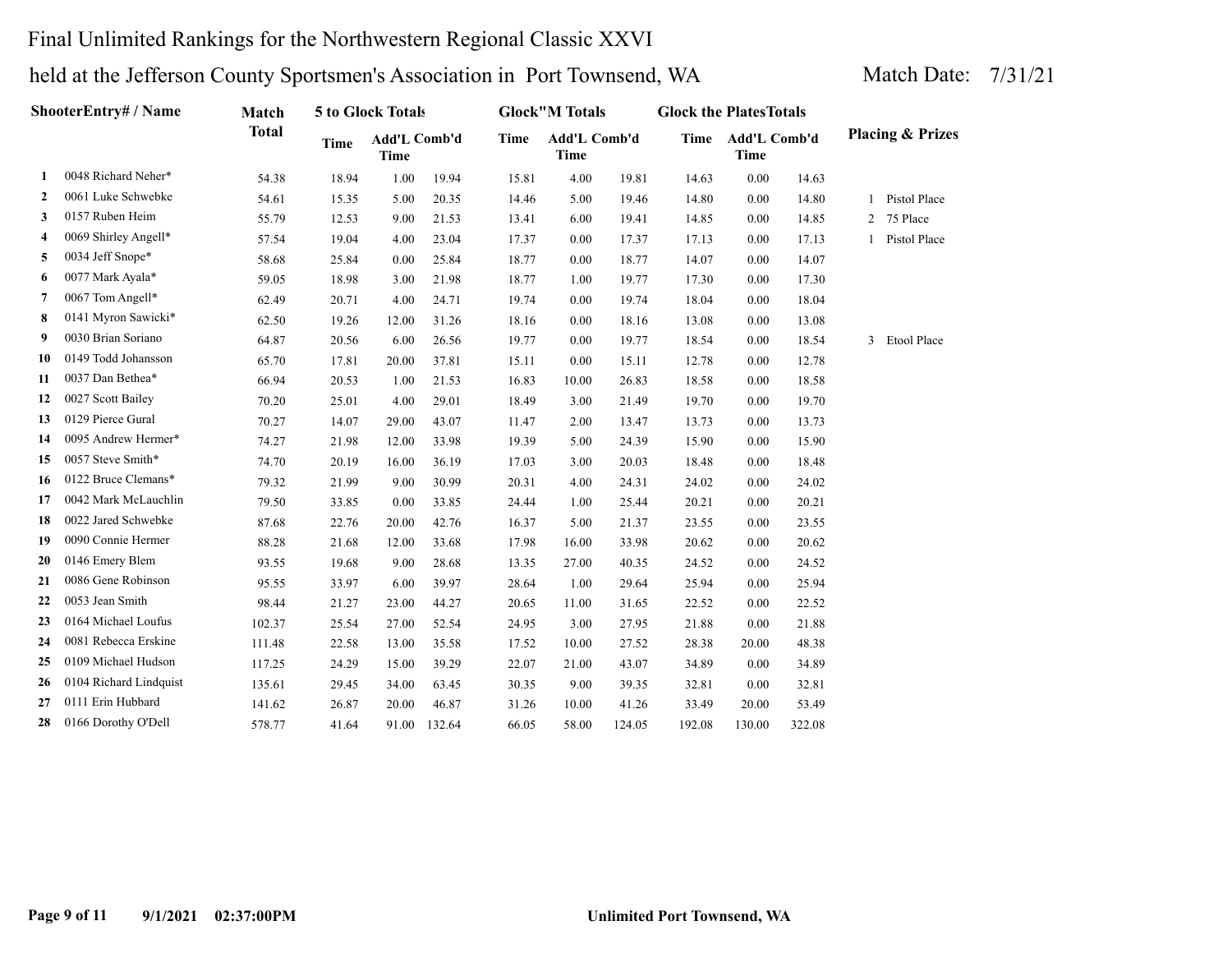# Final Unlimited Rankings for the Northwestern Regional Classic XXVI

held at the Jefferson County Sportsmen's Association in Port Townsend, WA

Match Date: 7/31/21

| | ShooterEntry# / Name | Match Total | 5 to Glock Totals | | | Glock"M Totals | | | Glock the PlatesTotals | | | Placing & Prizes |
|---|---|---|---|---|---|---|---|---|---|---|---|---|
| | | | Time | Add'L Time | Comb'd | Time | Add'L Time | Comb'd | Time | Add'L Time | Comb'd | |
| 1 | 0048 Richard Neher* | 54.38 | 18.94 | 1.00 | 19.94 | 15.81 | 4.00 | 19.81 | 14.63 | 0.00 | 14.63 | |
| 2 | 0061 Luke Schwebke | 54.61 | 15.35 | 5.00 | 20.35 | 14.46 | 5.00 | 19.46 | 14.80 | 0.00 | 14.80 | 1 Pistol Place |
| 3 | 0157 Ruben Heim | 55.79 | 12.53 | 9.00 | 21.53 | 13.41 | 6.00 | 19.41 | 14.85 | 0.00 | 14.85 | 2 75 Place |
| 4 | 0069 Shirley Angell* | 57.54 | 19.04 | 4.00 | 23.04 | 17.37 | 0.00 | 17.37 | 17.13 | 0.00 | 17.13 | 1 Pistol Place |
| 5 | 0034 Jeff Snope* | 58.68 | 25.84 | 0.00 | 25.84 | 18.77 | 0.00 | 18.77 | 14.07 | 0.00 | 14.07 | |
| 6 | 0077 Mark Ayala* | 59.05 | 18.98 | 3.00 | 21.98 | 18.77 | 1.00 | 19.77 | 17.30 | 0.00 | 17.30 | |
| 7 | 0067 Tom Angell* | 62.49 | 20.71 | 4.00 | 24.71 | 19.74 | 0.00 | 19.74 | 18.04 | 0.00 | 18.04 | |
| 8 | 0141 Myron Sawicki* | 62.50 | 19.26 | 12.00 | 31.26 | 18.16 | 0.00 | 18.16 | 13.08 | 0.00 | 13.08 | |
| 9 | 0030 Brian Soriano | 64.87 | 20.56 | 6.00 | 26.56 | 19.77 | 0.00 | 19.77 | 18.54 | 0.00 | 18.54 | 3 Etool Place |
| 10 | 0149 Todd Johansson | 65.70 | 17.81 | 20.00 | 37.81 | 15.11 | 0.00 | 15.11 | 12.78 | 0.00 | 12.78 | |
| 11 | 0037 Dan Bethea* | 66.94 | 20.53 | 1.00 | 21.53 | 16.83 | 10.00 | 26.83 | 18.58 | 0.00 | 18.58 | |
| 12 | 0027 Scott Bailey | 70.20 | 25.01 | 4.00 | 29.01 | 18.49 | 3.00 | 21.49 | 19.70 | 0.00 | 19.70 | |
| 13 | 0129 Pierce Gural | 70.27 | 14.07 | 29.00 | 43.07 | 11.47 | 2.00 | 13.47 | 13.73 | 0.00 | 13.73 | |
| 14 | 0095 Andrew Hermer* | 74.27 | 21.98 | 12.00 | 33.98 | 19.39 | 5.00 | 24.39 | 15.90 | 0.00 | 15.90 | |
| 15 | 0057 Steve Smith* | 74.70 | 20.19 | 16.00 | 36.19 | 17.03 | 3.00 | 20.03 | 18.48 | 0.00 | 18.48 | |
| 16 | 0122 Bruce Clemans* | 79.32 | 21.99 | 9.00 | 30.99 | 20.31 | 4.00 | 24.31 | 24.02 | 0.00 | 24.02 | |
| 17 | 0042 Mark McLauchlin | 79.50 | 33.85 | 0.00 | 33.85 | 24.44 | 1.00 | 25.44 | 20.21 | 0.00 | 20.21 | |
| 18 | 0022 Jared Schwebke | 87.68 | 22.76 | 20.00 | 42.76 | 16.37 | 5.00 | 21.37 | 23.55 | 0.00 | 23.55 | |
| 19 | 0090 Connie Hermer | 88.28 | 21.68 | 12.00 | 33.68 | 17.98 | 16.00 | 33.98 | 20.62 | 0.00 | 20.62 | |
| 20 | 0146 Emery Blem | 93.55 | 19.68 | 9.00 | 28.68 | 13.35 | 27.00 | 40.35 | 24.52 | 0.00 | 24.52 | |
| 21 | 0086 Gene Robinson | 95.55 | 33.97 | 6.00 | 39.97 | 28.64 | 1.00 | 29.64 | 25.94 | 0.00 | 25.94 | |
| 22 | 0053 Jean Smith | 98.44 | 21.27 | 23.00 | 44.27 | 20.65 | 11.00 | 31.65 | 22.52 | 0.00 | 22.52 | |
| 23 | 0164 Michael Loufus | 102.37 | 25.54 | 27.00 | 52.54 | 24.95 | 3.00 | 27.95 | 21.88 | 0.00 | 21.88 | |
| 24 | 0081 Rebecca Erskine | 111.48 | 22.58 | 13.00 | 35.58 | 17.52 | 10.00 | 27.52 | 28.38 | 20.00 | 48.38 | |
| 25 | 0109 Michael Hudson | 117.25 | 24.29 | 15.00 | 39.29 | 22.07 | 21.00 | 43.07 | 34.89 | 0.00 | 34.89 | |
| 26 | 0104 Richard Lindquist | 135.61 | 29.45 | 34.00 | 63.45 | 30.35 | 9.00 | 39.35 | 32.81 | 0.00 | 32.81 | |
| 27 | 0111 Erin Hubbard | 141.62 | 26.87 | 20.00 | 46.87 | 31.26 | 10.00 | 41.26 | 33.49 | 20.00 | 53.49 | |
| 28 | 0166 Dorothy O'Dell | 578.77 | 41.64 | 91.00 | 132.64 | 66.05 | 58.00 | 124.05 | 192.08 | 130.00 | 322.08 | |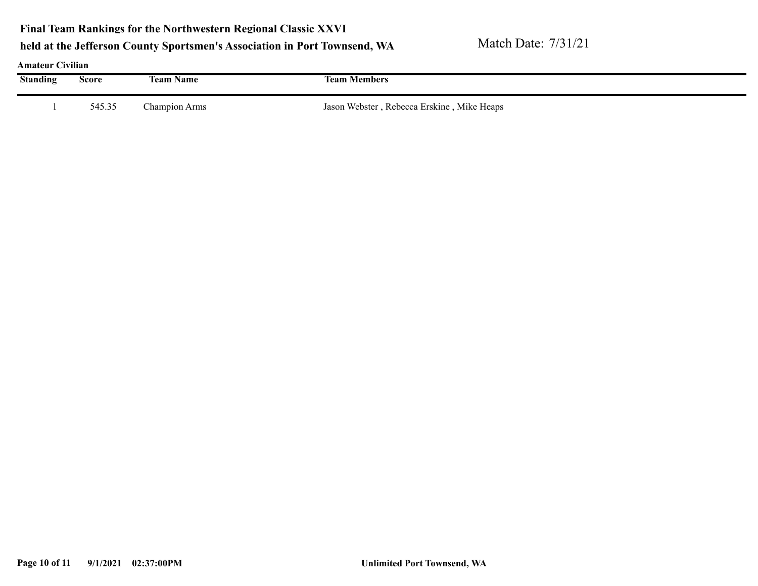**Final Team Rankings for the Northwestern Regional Classic XXVI**
**held at the Jefferson County Sportsmen's Association in Port Townsend, WA**

Match Date: 7/31/21

**Amateur Civilian**

| Standing | Score | Team Name | Team Members |
|---|---|---|---|
| 1 | 545.35 | Champion Arms | Jason Webster , Rebecca Erskine , Mike Heaps |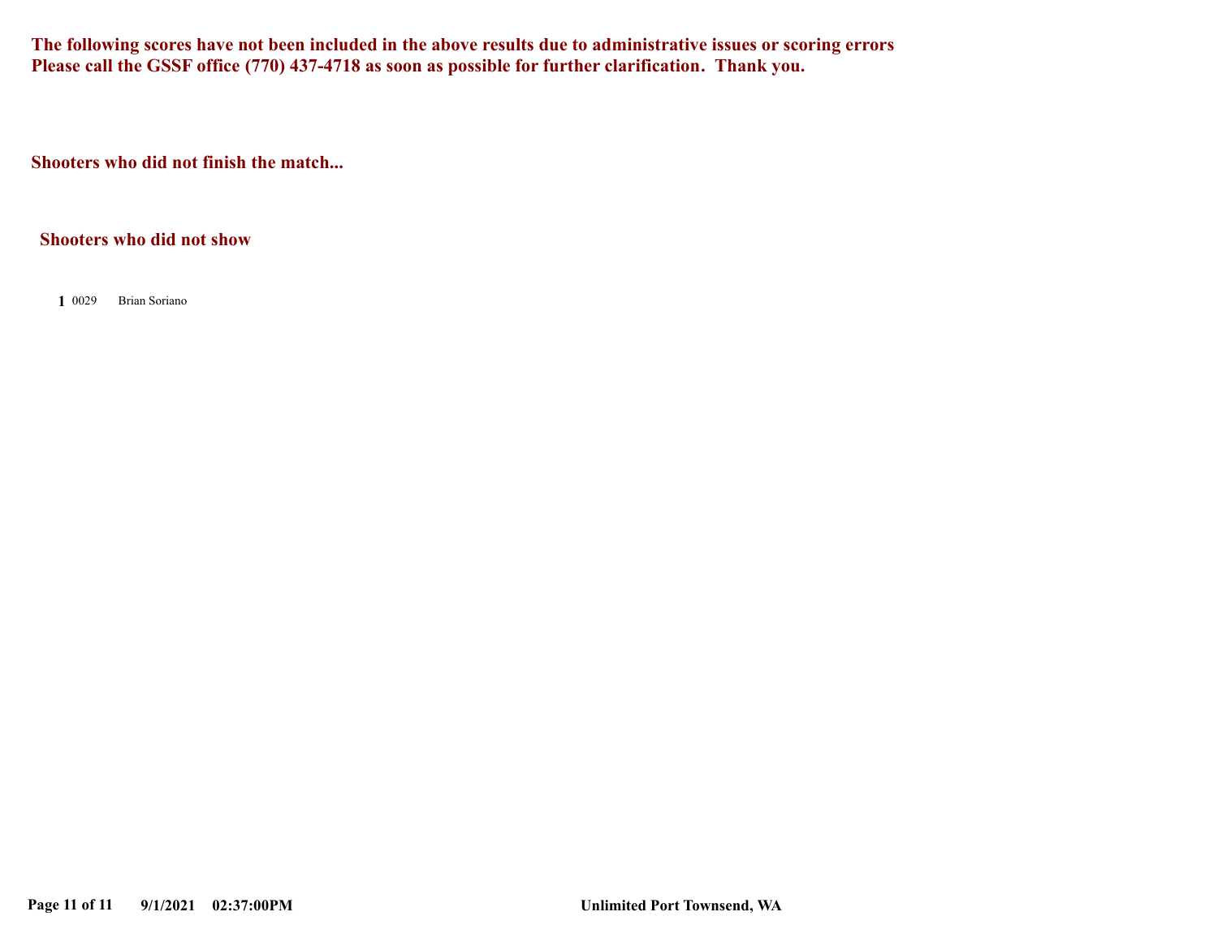**The following scores have not been included in the above results due to administrative issues or scoring errors**
**Please call the GSSF office (770) 437-4718 as soon as possible for further clarification. Thank you.**

**Shooters who did not finish the match...**

**Shooters who did not show**

| | | |
|---|---|---|
| **1** | 0029 | Brian Soriano |